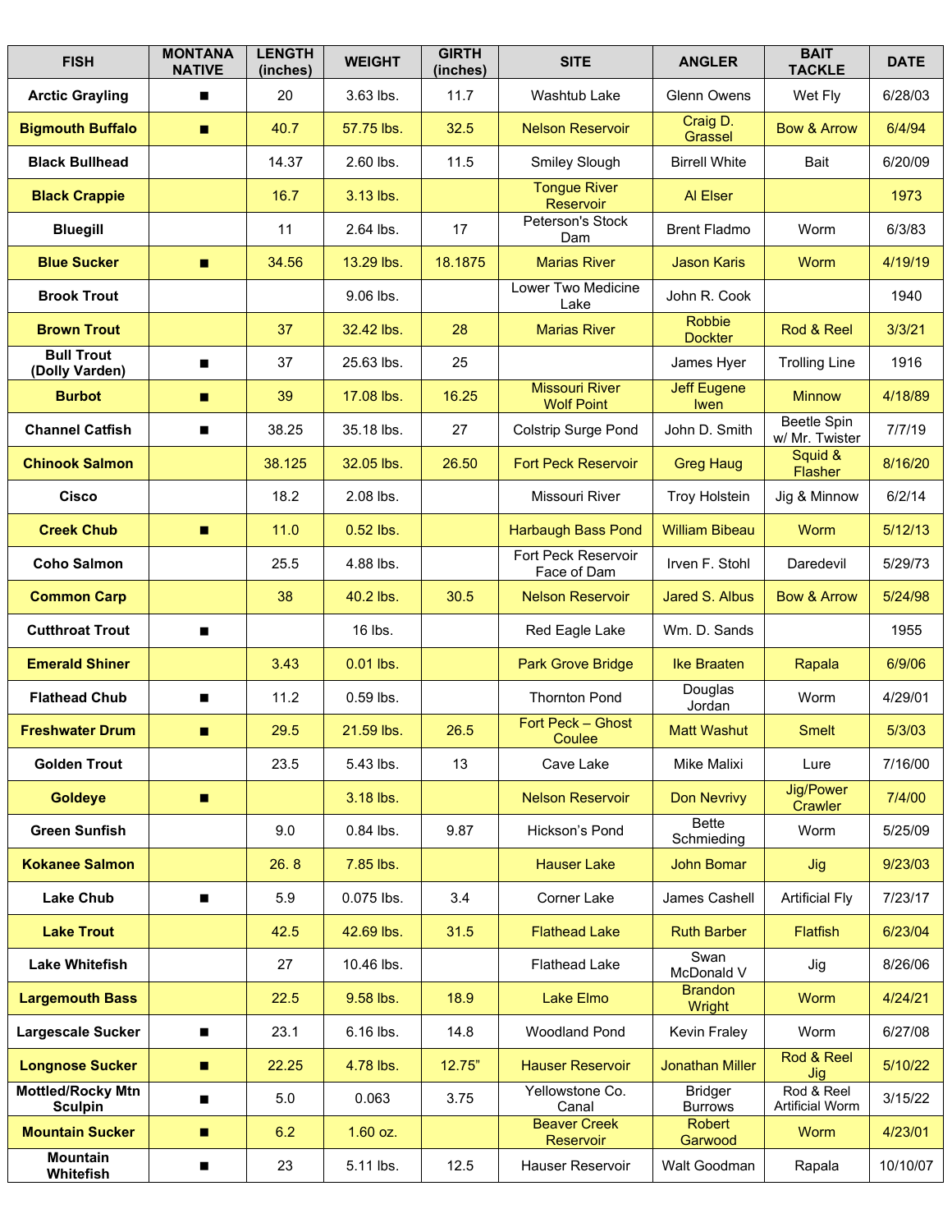| FISH | MONTANA NATIVE | LENGTH (inches) | WEIGHT | GIRTH (inches) | SITE | ANGLER | BAIT TACKLE | DATE |
|---|---|---|---|---|---|---|---|---|
| **Arctic Grayling** | ■ | 20 | 3.63 lbs. | 11.7 | Washtub Lake | Glenn Owens | Wet Fly | 6/28/03 |
| **Bigmouth Buffalo** | ■ | 40.7 | 57.75 lbs. | 32.5 | Nelson Reservoir | Craig D. Grassel | Bow & Arrow | 6/4/94 |
| **Black Bullhead** | | 14.37 | 2.60 lbs. | 11.5 | Smiley Slough | Birrell White | Bait | 6/20/09 |
| **Black Crappie** | | 16.7 | 3.13 lbs. | | Tongue River Reservoir | Al Elser | | 1973 |
| **Bluegill** | | 11 | 2.64 lbs. | 17 | Peterson's Stock Dam | Brent Fladmo | Worm | 6/3/83 |
| **Blue Sucker** | ■ | 34.56 | 13.29 lbs. | 18.1875 | Marias River | Jason Karis | Worm | 4/19/19 |
| **Brook Trout** | | | 9.06 lbs. | | Lower Two Medicine Lake | John R. Cook | | 1940 |
| **Brown Trout** | | 37 | 32.42 lbs. | 28 | Marias River | Robbie Dockter | Rod & Reel | 3/3/21 |
| **Bull Trout (Dolly Varden)** | ■ | 37 | 25.63 lbs. | 25 | | James Hyer | Trolling Line | 1916 |
| **Burbot** | ■ | 39 | 17.08 lbs. | 16.25 | Missouri River Wolf Point | Jeff Eugene Iwen | Minnow | 4/18/89 |
| **Channel Catfish** | ■ | 38.25 | 35.18 lbs. | 27 | Colstrip Surge Pond | John D. Smith | Beetle Spin w/ Mr. Twister | 7/7/19 |
| **Chinook Salmon** | | 38.125 | 32.05 lbs. | 26.50 | Fort Peck Reservoir | Greg Haug | Squid & Flasher | 8/16/20 |
| **Cisco** | | 18.2 | 2.08 lbs. | | Missouri River | Troy Holstein | Jig & Minnow | 6/2/14 |
| **Creek Chub** | ■ | 11.0 | 0.52 lbs. | | Harbaugh Bass Pond | William Bibeau | Worm | 5/12/13 |
| **Coho Salmon** | | 25.5 | 4.88 lbs. | | Fort Peck Reservoir Face of Dam | Irven F. Stohl | Daredevil | 5/29/73 |
| **Common Carp** | | 38 | 40.2 lbs. | 30.5 | Nelson Reservoir | Jared S. Albus | Bow & Arrow | 5/24/98 |
| **Cutthroat Trout** | ■ | | 16 lbs. | | Red Eagle Lake | Wm. D. Sands | | 1955 |
| **Emerald Shiner** | | 3.43 | 0.01 lbs. | | Park Grove Bridge | Ike Braaten | Rapala | 6/9/06 |
| **Flathead Chub** | ■ | 11.2 | 0.59 lbs. | | Thornton Pond | Douglas Jordan | Worm | 4/29/01 |
| **Freshwater Drum** | ■ | 29.5 | 21.59 lbs. | 26.5 | Fort Peck – Ghost Coulee | Matt Washut | Smelt | 5/3/03 |
| **Golden Trout** | | 23.5 | 5.43 lbs. | 13 | Cave Lake | Mike Malixi | Lure | 7/16/00 |
| **Goldeye** | ■ | | 3.18 lbs. | | Nelson Reservoir | Don Nevrivy | Jig/Power Crawler | 7/4/00 |
| **Green Sunfish** | | 9.0 | 0.84 lbs. | 9.87 | Hickson's Pond | Bette Schmieding | Worm | 5/25/09 |
| **Kokanee Salmon** | | 26. 8 | 7.85 lbs. | | Hauser Lake | John Bomar | Jig | 9/23/03 |
| **Lake Chub** | ■ | 5.9 | 0.075 lbs. | 3.4 | Corner Lake | James Cashell | Artificial Fly | 7/23/17 |
| **Lake Trout** | | 42.5 | 42.69 lbs. | 31.5 | Flathead Lake | Ruth Barber | Flatfish | 6/23/04 |
| **Lake Whitefish** | | 27 | 10.46 lbs. | | Flathead Lake | Swan McDonald V | Jig | 8/26/06 |
| **Largemouth Bass** | | 22.5 | 9.58 lbs. | 18.9 | Lake Elmo | Brandon Wright | Worm | 4/24/21 |
| **Largescale Sucker** | ■ | 23.1 | 6.16 lbs. | 14.8 | Woodland Pond | Kevin Fraley | Worm | 6/27/08 |
| **Longnose Sucker** | ■ | 22.25 | 4.78 lbs. | 12.75" | Hauser Reservoir | Jonathan Miller | Rod & Reel Jig | 5/10/22 |
| **Mottled/Rocky Mtn Sculpin** | ■ | 5.0 | 0.063 | 3.75 | Yellowstone Co. Canal | Bridger Burrows | Rod & Reel Artificial Worm | 3/15/22 |
| **Mountain Sucker** | ■ | 6.2 | 1.60 oz. | | Beaver Creek Reservoir | Robert Garwood | Worm | 4/23/01 |
| **Mountain Whitefish** | ■ | 23 | 5.11 lbs. | 12.5 | Hauser Reservoir | Walt Goodman | Rapala | 10/10/07 |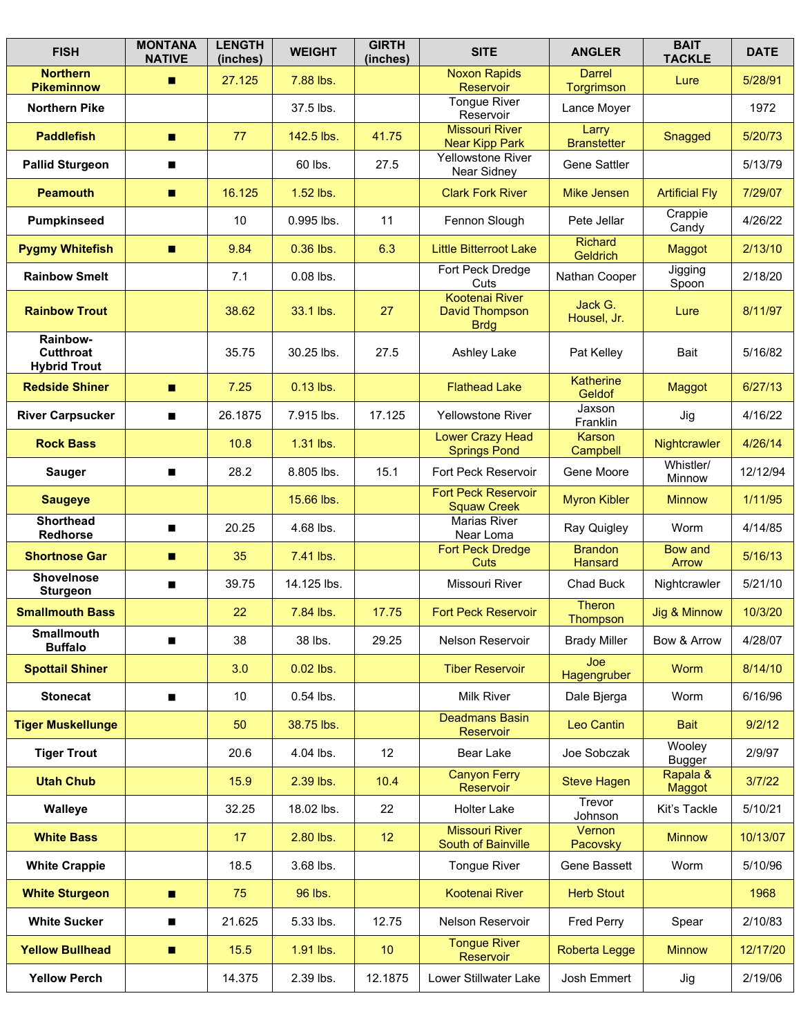| FISH | MONTANA NATIVE | LENGTH (inches) | WEIGHT | GIRTH (inches) | SITE | ANGLER | BAIT TACKLE | DATE |
|---|---|---|---|---|---|---|---|---|
| **Northern Pikeminnow** | ■ | 27.125 | 7.88 lbs. | | Noxon Rapids Reservoir | Darrel Torgrimson | Lure | 5/28/91 |
| **Northern Pike** | | | 37.5 lbs. | | Tongue River Reservoir | Lance Moyer | | 1972 |
| **Paddlefish** | ■ | 77 | 142.5 lbs. | 41.75 | Missouri River Near Kipp Park | Larry Branstetter | Snagged | 5/20/73 |
| **Pallid Sturgeon** | ■ | | 60 lbs. | 27.5 | Yellowstone River Near Sidney | Gene Sattler | | 5/13/79 |
| **Peamouth** | ■ | 16.125 | 1.52 lbs. | | Clark Fork River | Mike Jensen | Artificial Fly | 7/29/07 |
| **Pumpkinseed** | | 10 | 0.995 lbs. | 11 | Fennon Slough | Pete Jellar | Crappie Candy | 4/26/22 |
| **Pygmy Whitefish** | ■ | 9.84 | 0.36 lbs. | 6.3 | Little Bitterroot Lake | Richard Geldrich | Maggot | 2/13/10 |
| **Rainbow Smelt** | | 7.1 | 0.08 lbs. | | Fort Peck Dredge Cuts | Nathan Cooper | Jigging Spoon | 2/18/20 |
| **Rainbow Trout** | | 38.62 | 33.1 lbs. | 27 | Kootenai River David Thompson Brdg | Jack G. Housel, Jr. | Lure | 8/11/97 |
| **Rainbow-Cutthroat Hybrid Trout** | | 35.75 | 30.25 lbs. | 27.5 | Ashley Lake | Pat Kelley | Bait | 5/16/82 |
| **Redside Shiner** | ■ | 7.25 | 0.13 lbs. | | Flathead Lake | Katherine Geldof | Maggot | 6/27/13 |
| **River Carpsucker** | ■ | 26.1875 | 7.915 lbs. | 17.125 | Yellowstone River | Jaxson Franklin | Jig | 4/16/22 |
| **Rock Bass** | | 10.8 | 1.31 lbs. | | Lower Crazy Head Springs Pond | Karson Campbell | Nightcrawler | 4/26/14 |
| **Sauger** | ■ | 28.2 | 8.805 lbs. | 15.1 | Fort Peck Reservoir | Gene Moore | Whistler/ Minnow | 12/12/94 |
| **Saugeye** | | | 15.66 lbs. | | Fort Peck Reservoir Squaw Creek | Myron Kibler | Minnow | 1/11/95 |
| **Shorthead Redhorse** | ■ | 20.25 | 4.68 lbs. | | Marias River Near Loma | Ray Quigley | Worm | 4/14/85 |
| **Shortnose Gar** | ■ | 35 | 7.41 lbs. | | Fort Peck Dredge Cuts | Brandon Hansard | Bow and Arrow | 5/16/13 |
| **Shovelnose Sturgeon** | ■ | 39.75 | 14.125 lbs. | | Missouri River | Chad Buck | Nightcrawler | 5/21/10 |
| **Smallmouth Bass** | | 22 | 7.84 lbs. | 17.75 | Fort Peck Reservoir | Theron Thompson | Jig & Minnow | 10/3/20 |
| **Smallmouth Buffalo** | ■ | 38 | 38 lbs. | 29.25 | Nelson Reservoir | Brady Miller | Bow & Arrow | 4/28/07 |
| **Spottail Shiner** | | 3.0 | 0.02 lbs. | | Tiber Reservoir | Joe Hagengruber | Worm | 8/14/10 |
| **Stonecat** | ■ | 10 | 0.54 lbs. | | Milk River | Dale Bjerga | Worm | 6/16/96 |
| **Tiger Muskellunge** | | 50 | 38.75 lbs. | | Deadmans Basin Reservoir | Leo Cantin | Bait | 9/2/12 |
| **Tiger Trout** | | 20.6 | 4.04 lbs. | 12 | Bear Lake | Joe Sobczak | Wooley Bugger | 2/9/97 |
| **Utah Chub** | | 15.9 | 2.39 lbs. | 10.4 | Canyon Ferry Reservoir | Steve Hagen | Rapala & Maggot | 3/7/22 |
| **Walleye** | | 32.25 | 18.02 lbs. | 22 | Holter Lake | Trevor Johnson | Kit's Tackle | 5/10/21 |
| **White Bass** | | 17 | 2.80 lbs. | 12 | Missouri River South of Bainville | Vernon Pacovsky | Minnow | 10/13/07 |
| **White Crappie** | | 18.5 | 3.68 lbs. | | Tongue River | Gene Bassett | Worm | 5/10/96 |
| **White Sturgeon** | ■ | 75 | 96 lbs. | | Kootenai River | Herb Stout | | 1968 |
| **White Sucker** | ■ | 21.625 | 5.33 lbs. | 12.75 | Nelson Reservoir | Fred Perry | Spear | 2/10/83 |
| **Yellow Bullhead** | ■ | 15.5 | 1.91 lbs. | 10 | Tongue River Reservoir | Roberta Legge | Minnow | 12/17/20 |
| **Yellow Perch** | | 14.375 | 2.39 lbs. | 12.1875 | Lower Stillwater Lake | Josh Emmert | Jig | 2/19/06 |